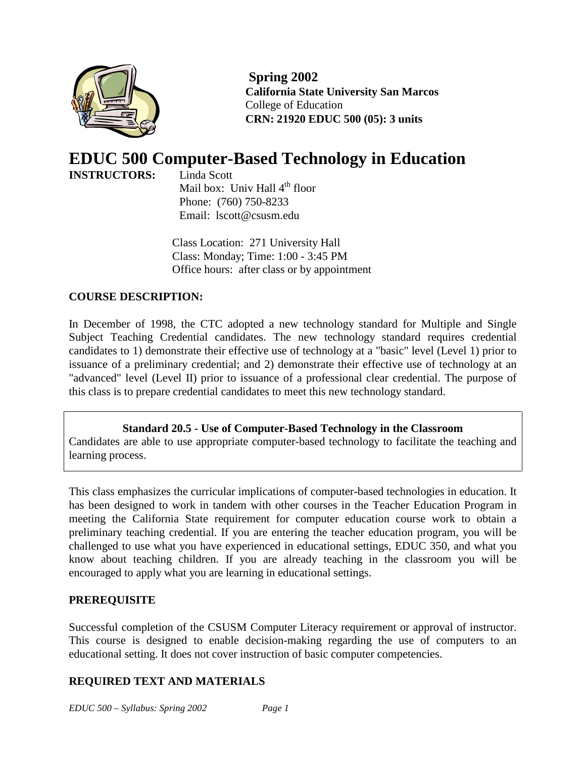**Spring 2002**
**California State University San Marcos**
College of Education
**CRN: 21920 EDUC 500 (05): 3 units**

# EDUC 500 Computer-Based Technology in Education

**INSTRUCTORS:** Linda Scott
Mail box: Univ Hall 4th floor
Phone: (760) 750-8233
Email: lscott@csusm.edu

Class Location: 271 University Hall
Class: Monday; Time: 1:00 - 3:45 PM
Office hours: after class or by appointment

## COURSE DESCRIPTION:

In December of 1998, the CTC adopted a new technology standard for Multiple and Single Subject Teaching Credential candidates. The new technology standard requires credential candidates to 1) demonstrate their effective use of technology at a "basic" level (Level 1) prior to issuance of a preliminary credential; and 2) demonstrate their effective use of technology at an "advanced" level (Level II) prior to issuance of a professional clear credential. The purpose of this class is to prepare credential candidates to meet this new technology standard.

> **Standard 20.5 - Use of Computer-Based Technology in the Classroom**
> Candidates are able to use appropriate computer-based technology to facilitate the teaching and learning process.

This class emphasizes the curricular implications of computer-based technologies in education. It has been designed to work in tandem with other courses in the Teacher Education Program in meeting the California State requirement for computer education course work to obtain a preliminary teaching credential. If you are entering the teacher education program, you will be challenged to use what you have experienced in educational settings, EDUC 350, and what you know about teaching children. If you are already teaching in the classroom you will be encouraged to apply what you are learning in educational settings.

## PREREQUISITE

Successful completion of the CSUSM Computer Literacy requirement or approval of instructor. This course is designed to enable decision-making regarding the use of computers to an educational setting. It does not cover instruction of basic computer competencies.

## REQUIRED TEXT AND MATERIALS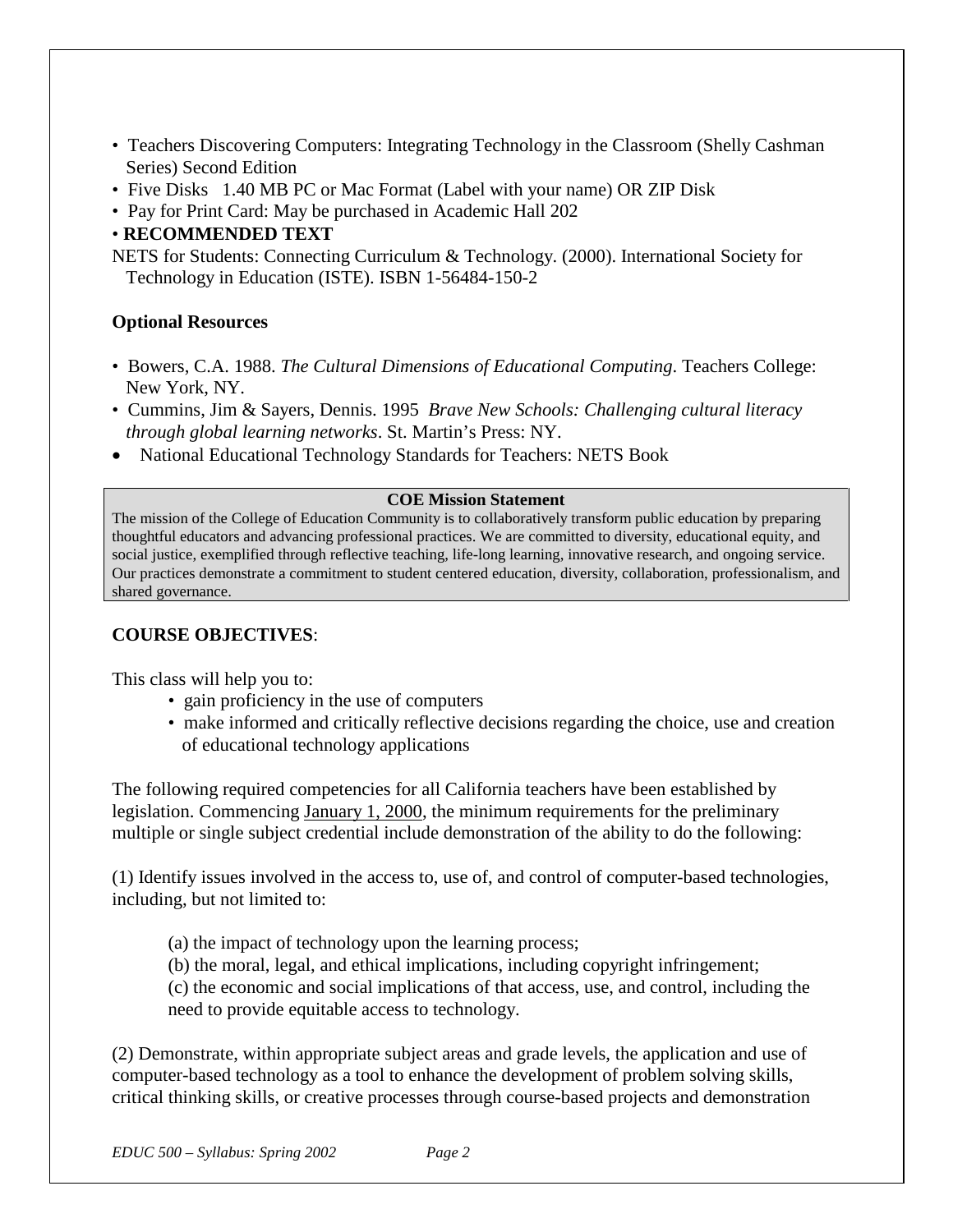- Teachers Discovering Computers: Integrating Technology in the Classroom (Shelly Cashman Series) Second Edition
- Five Disks 1.40 MB PC or Mac Format (Label with your name) OR ZIP Disk
- Pay for Print Card: May be purchased in Academic Hall 202
- **RECOMMENDED TEXT**

NETS for Students: Connecting Curriculum & Technology. (2000). International Society for Technology in Education (ISTE). ISBN 1-56484-150-2

**Optional Resources**

- Bowers, C.A. 1988. *The Cultural Dimensions of Educational Computing*. Teachers College: New York, NY.
- Cummins, Jim & Sayers, Dennis. 1995 *Brave New Schools: Challenging cultural literacy through global learning networks*. St. Martin's Press: NY.
- National Educational Technology Standards for Teachers: NETS Book

**COE Mission Statement**

The mission of the College of Education Community is to collaboratively transform public education by preparing thoughtful educators and advancing professional practices. We are committed to diversity, educational equity, and social justice, exemplified through reflective teaching, life-long learning, innovative research, and ongoing service. Our practices demonstrate a commitment to student centered education, diversity, collaboration, professionalism, and shared governance.

**COURSE OBJECTIVES**:

This class will help you to:

- gain proficiency in the use of computers
- make informed and critically reflective decisions regarding the choice, use and creation of educational technology applications

The following required competencies for all California teachers have been established by legislation. Commencing January 1, 2000, the minimum requirements for the preliminary multiple or single subject credential include demonstration of the ability to do the following:

(1) Identify issues involved in the access to, use of, and control of computer-based technologies, including, but not limited to:

(a) the impact of technology upon the learning process;

(b) the moral, legal, and ethical implications, including copyright infringement;

(c) the economic and social implications of that access, use, and control, including the need to provide equitable access to technology.

(2) Demonstrate, within appropriate subject areas and grade levels, the application and use of computer-based technology as a tool to enhance the development of problem solving skills, critical thinking skills, or creative processes through course-based projects and demonstration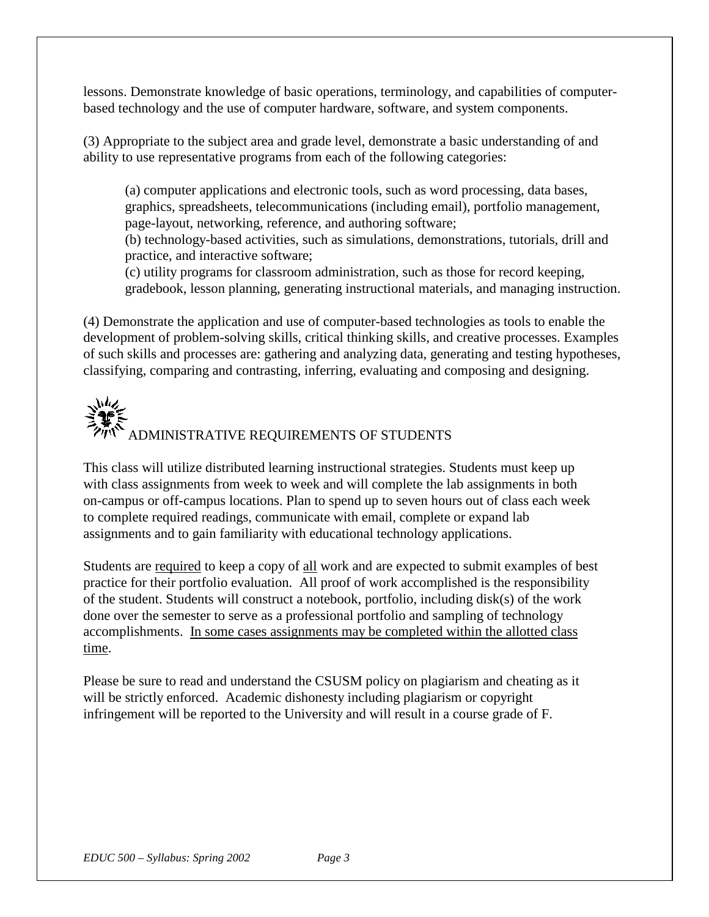lessons. Demonstrate knowledge of basic operations, terminology, and capabilities of computer-based technology and the use of computer hardware, software, and system components.

(3) Appropriate to the subject area and grade level, demonstrate a basic understanding of and ability to use representative programs from each of the following categories:

> (a) computer applications and electronic tools, such as word processing, data bases, graphics, spreadsheets, telecommunications (including email), portfolio management, page-layout, networking, reference, and authoring software;
> (b) technology-based activities, such as simulations, demonstrations, tutorials, drill and practice, and interactive software;
> (c) utility programs for classroom administration, such as those for record keeping, gradebook, lesson planning, generating instructional materials, and managing instruction.

(4) Demonstrate the application and use of computer-based technologies as tools to enable the development of problem-solving skills, critical thinking skills, and creative processes. Examples of such skills and processes are: gathering and analyzing data, generating and testing hypotheses, classifying, comparing and contrasting, inferring, evaluating and composing and designing.

## ADMINISTRATIVE REQUIREMENTS OF STUDENTS

This class will utilize distributed learning instructional strategies. Students must keep up with class assignments from week to week and will complete the lab assignments in both on-campus or off-campus locations. Plan to spend up to seven hours out of class each week to complete required readings, communicate with email, complete or expand lab assignments and to gain familiarity with educational technology applications.

Students are required to keep a copy of all work and are expected to submit examples of best practice for their portfolio evaluation. All proof of work accomplished is the responsibility of the student. Students will construct a notebook, portfolio, including disk(s) of the work done over the semester to serve as a professional portfolio and sampling of technology accomplishments. In some cases assignments may be completed within the allotted class time.

Please be sure to read and understand the CSUSM policy on plagiarism and cheating as it will be strictly enforced. Academic dishonesty including plagiarism or copyright infringement will be reported to the University and will result in a course grade of F.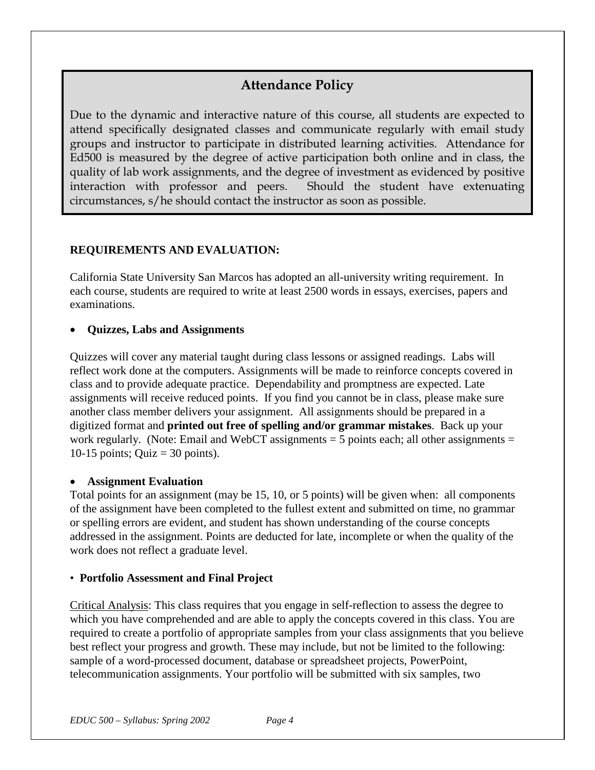## Attendance Policy

Due to the dynamic and interactive nature of this course, all students are expected to attend specifically designated classes and communicate regularly with email study groups and instructor to participate in distributed learning activities. Attendance for Ed500 is measured by the degree of active participation both online and in class, the quality of lab work assignments, and the degree of investment as evidenced by positive interaction with professor and peers. Should the student have extenuating circumstances, s/he should contact the instructor as soon as possible.

**REQUIREMENTS AND EVALUATION:**

California State University San Marcos has adopted an all-university writing requirement. In each course, students are required to write at least 2500 words in essays, exercises, papers and examinations.

- **Quizzes, Labs and Assignments**

Quizzes will cover any material taught during class lessons or assigned readings. Labs will reflect work done at the computers. Assignments will be made to reinforce concepts covered in class and to provide adequate practice. Dependability and promptness are expected. Late assignments will receive reduced points. If you find you cannot be in class, please make sure another class member delivers your assignment. All assignments should be prepared in a digitized format and **printed out free of spelling and/or grammar mistakes**. Back up your work regularly. (Note: Email and WebCT assignments = 5 points each; all other assignments = 10-15 points; Quiz = 30 points).

- **Assignment Evaluation**

Total points for an assignment (may be 15, 10, or 5 points) will be given when: all components of the assignment have been completed to the fullest extent and submitted on time, no grammar or spelling errors are evident, and student has shown understanding of the course concepts addressed in the assignment. Points are deducted for late, incomplete or when the quality of the work does not reflect a graduate level.

- **Portfolio Assessment and Final Project**

Critical Analysis: This class requires that you engage in self-reflection to assess the degree to which you have comprehended and are able to apply the concepts covered in this class. You are required to create a portfolio of appropriate samples from your class assignments that you believe best reflect your progress and growth. These may include, but not be limited to the following: sample of a word-processed document, database or spreadsheet projects, PowerPoint, telecommunication assignments. Your portfolio will be submitted with six samples, two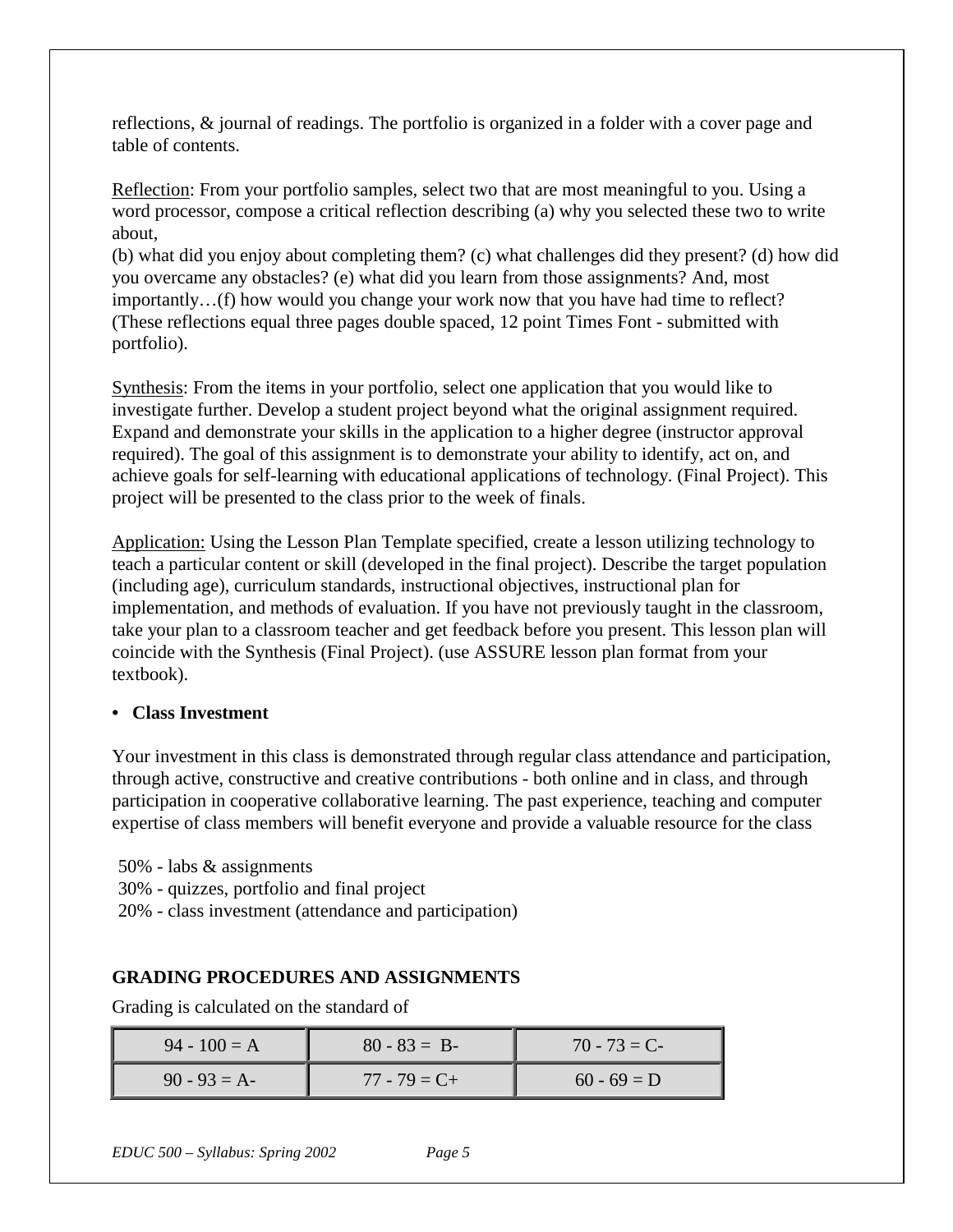reflections, & journal of readings. The portfolio is organized in a folder with a cover page and table of contents.

Reflection: From your portfolio samples, select two that are most meaningful to you. Using a word processor, compose a critical reflection describing (a) why you selected these two to write about,
(b) what did you enjoy about completing them? (c) what challenges did they present? (d) how did you overcame any obstacles? (e) what did you learn from those assignments? And, most importantly…(f) how would you change your work now that you have had time to reflect? (These reflections equal three pages double spaced, 12 point Times Font - submitted with portfolio).

Synthesis: From the items in your portfolio, select one application that you would like to investigate further. Develop a student project beyond what the original assignment required. Expand and demonstrate your skills in the application to a higher degree (instructor approval required). The goal of this assignment is to demonstrate your ability to identify, act on, and achieve goals for self-learning with educational applications of technology. (Final Project). This project will be presented to the class prior to the week of finals.

Application: Using the Lesson Plan Template specified, create a lesson utilizing technology to teach a particular content or skill (developed in the final project). Describe the target population (including age), curriculum standards, instructional objectives, instructional plan for implementation, and methods of evaluation. If you have not previously taught in the classroom, take your plan to a classroom teacher and get feedback before you present. This lesson plan will coincide with the Synthesis (Final Project). (use ASSURE lesson plan format from your textbook).

- **Class Investment**

Your investment in this class is demonstrated through regular class attendance and participation, through active, constructive and creative contributions - both online and in class, and through participation in cooperative collaborative learning. The past experience, teaching and computer expertise of class members will benefit everyone and provide a valuable resource for the class

50% - labs & assignments
30% - quizzes, portfolio and final project
20% - class investment (attendance and participation)

### GRADING PROCEDURES AND ASSIGNMENTS

Grading is calculated on the standard of

| 94 - 100 = A | 80 - 83 = B- | 70 - 73 = C- |
|---|---|---|
| 90 - 93 = A- | 77 - 79 = C+ | 60 - 69 = D |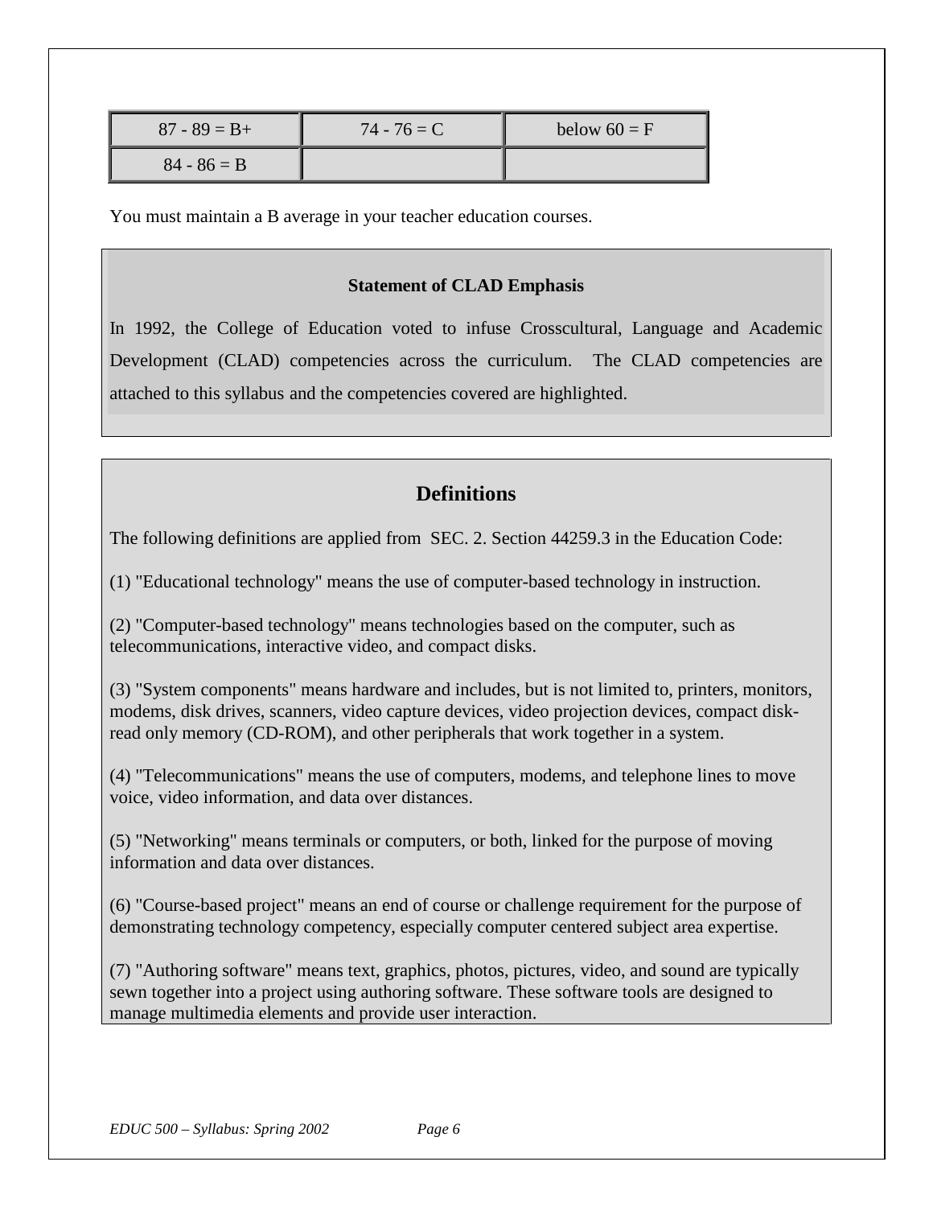| | | |
|---|---|---|
| 87 - 89 = B+ | 74 - 76 = C | below 60 = F |
| 84 - 86 = B | | |

You must maintain a B average in your teacher education courses.

**Statement of CLAD Emphasis**

In 1992, the College of Education voted to infuse Crosscultural, Language and Academic Development (CLAD) competencies across the curriculum. The CLAD competencies are attached to this syllabus and the competencies covered are highlighted.

## Definitions

The following definitions are applied from SEC. 2. Section 44259.3 in the Education Code:

(1) "Educational technology" means the use of computer-based technology in instruction.

(2) "Computer-based technology" means technologies based on the computer, such as telecommunications, interactive video, and compact disks.

(3) "System components" means hardware and includes, but is not limited to, printers, monitors, modems, disk drives, scanners, video capture devices, video projection devices, compact disk-read only memory (CD-ROM), and other peripherals that work together in a system.

(4) "Telecommunications" means the use of computers, modems, and telephone lines to move voice, video information, and data over distances.

(5) "Networking" means terminals or computers, or both, linked for the purpose of moving information and data over distances.

(6) "Course-based project" means an end of course or challenge requirement for the purpose of demonstrating technology competency, especially computer centered subject area expertise.

(7) "Authoring software" means text, graphics, photos, pictures, video, and sound are typically sewn together into a project using authoring software. These software tools are designed to manage multimedia elements and provide user interaction.